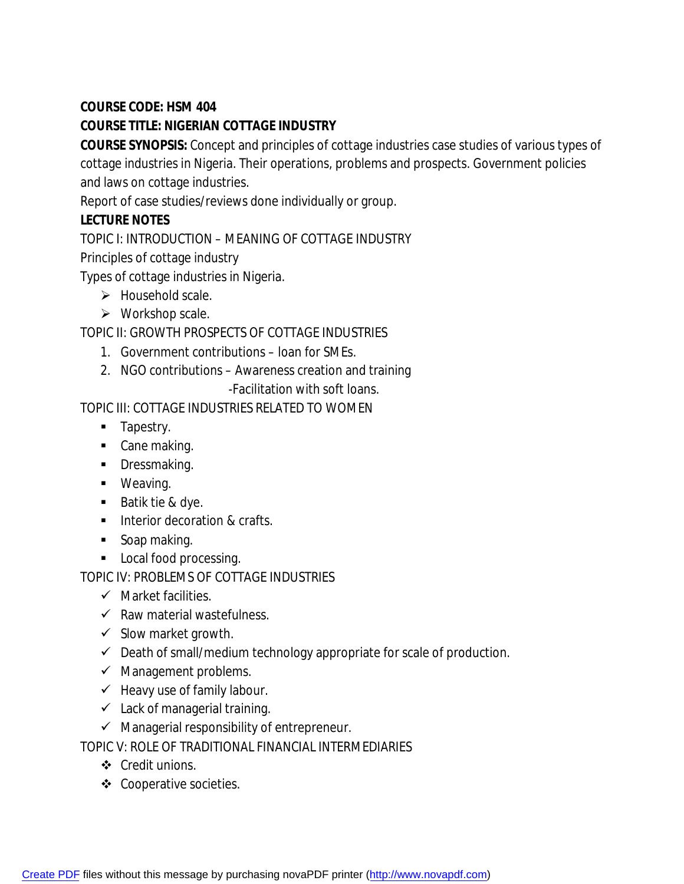**COURSE CODE: HSM 404**

**COURSE TITLE: NIGERIAN COTTAGE INDUSTRY**

**COURSE SYNOPSIS:** Concept and principles of cottage industries case studies of various types of cottage industries in Nigeria. Their operations, problems and prospects. Government policies and laws on cottage industries.

Report of case studies/reviews done individually or group.

**LECTURE NOTES**

TOPIC I: INTRODUCTION – MEANING OF COTTAGE INDUSTRY

Principles of cottage industry

Types of cottage industries in Nigeria.

- Household scale.
- Workshop scale.

TOPIC II: GROWTH PROSPECTS OF COTTAGE INDUSTRIES

1. Government contributions – loan for SMEs.
2. NGO contributions – Awareness creation and training
   -Facilitation with soft loans.

TOPIC III: COTTAGE INDUSTRIES RELATED TO WOMEN

- Tapestry.
- Cane making.
- Dressmaking.
- Weaving.
- Batik tie & dye.
- Interior decoration & crafts.
- Soap making.
- Local food processing.

TOPIC IV: PROBLEMS OF COTTAGE INDUSTRIES

- Market facilities.
- Raw material wastefulness.
- Slow market growth.
- Death of small/medium technology appropriate for scale of production.
- Management problems.
- Heavy use of family labour.
- Lack of managerial training.
- Managerial responsibility of entrepreneur.

TOPIC V: ROLE OF TRADITIONAL FINANCIAL INTERMEDIARIES

- Credit unions.
- Cooperative societies.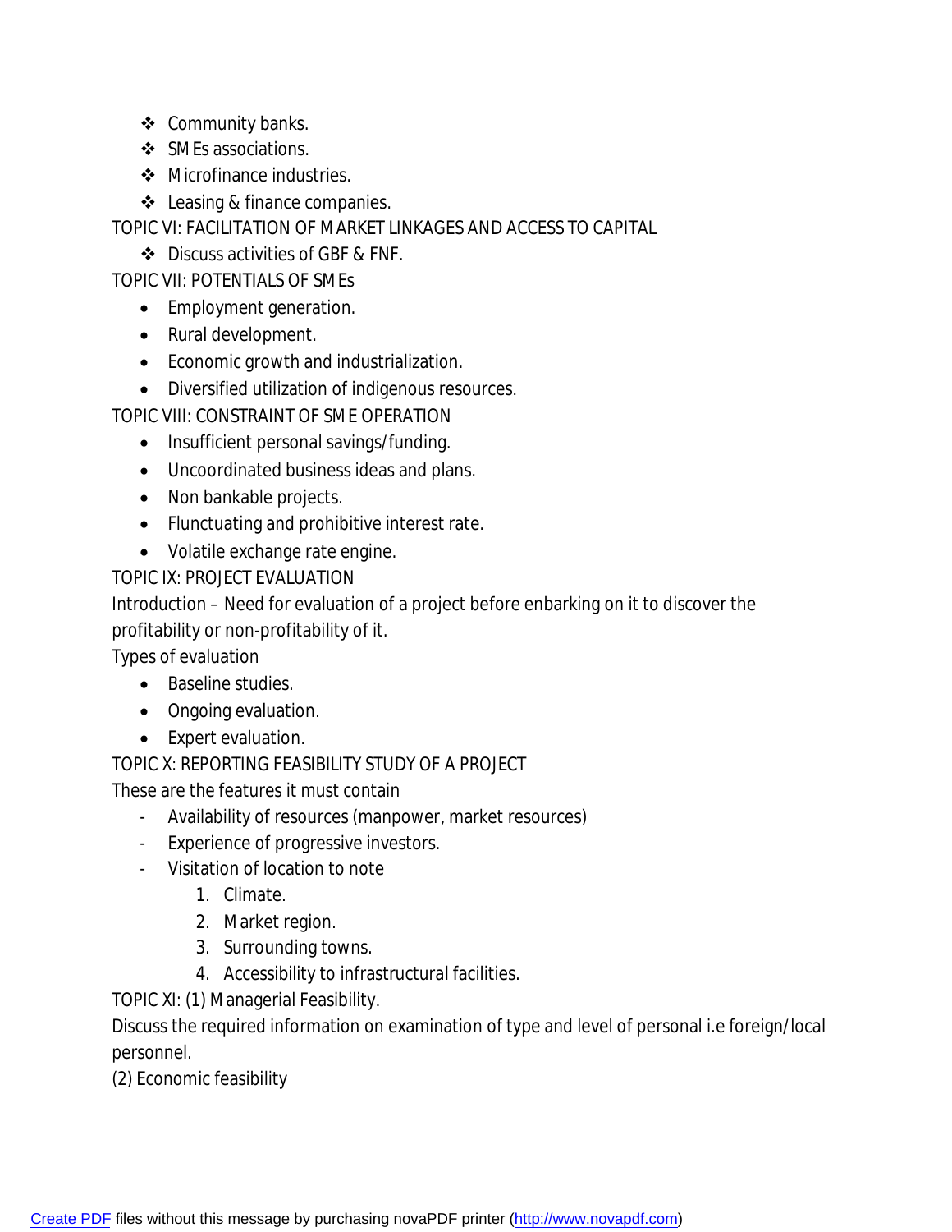- Community banks.
- SMEs associations.
- Microfinance industries.
- Leasing & finance companies.

TOPIC VI: FACILITATION OF MARKET LINKAGES AND ACCESS TO CAPITAL

- Discuss activities of GBF & FNF.

TOPIC VII: POTENTIALS OF SMEs

- Employment generation.
- Rural development.
- Economic growth and industrialization.
- Diversified utilization of indigenous resources.

TOPIC VIII: CONSTRAINT OF SME OPERATION

- Insufficient personal savings/funding.
- Uncoordinated business ideas and plans.
- Non bankable projects.
- Flunctuating and prohibitive interest rate.
- Volatile exchange rate engine.

TOPIC IX: PROJECT EVALUATION

Introduction – Need for evaluation of a project before enbarking on it to discover the profitability or non-profitability of it.

Types of evaluation

- Baseline studies.
- Ongoing evaluation.
- Expert evaluation.

TOPIC X: REPORTING FEASIBILITY STUDY OF A PROJECT

These are the features it must contain

- Availability of resources (manpower, market resources)
- Experience of progressive investors.
- Visitation of location to note
  1. Climate.
  2. Market region.
  3. Surrounding towns.
  4. Accessibility to infrastructural facilities.

TOPIC XI: (1) Managerial Feasibility.

Discuss the required information on examination of type and level of personal i.e foreign/local personnel.

(2) Economic feasibility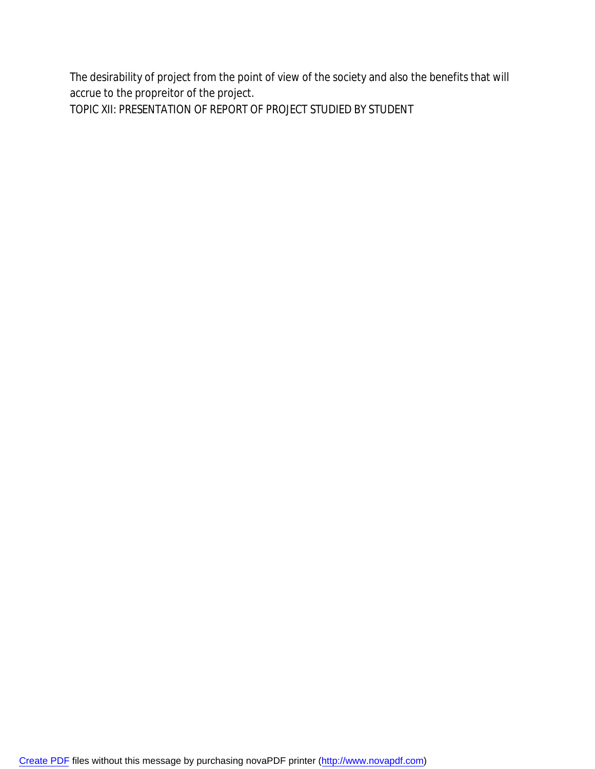The desirability of project from the point of view of the society and also the benefits that will accrue to the propreitor of the project.

TOPIC XII: PRESENTATION OF REPORT OF PROJECT STUDIED BY STUDENT